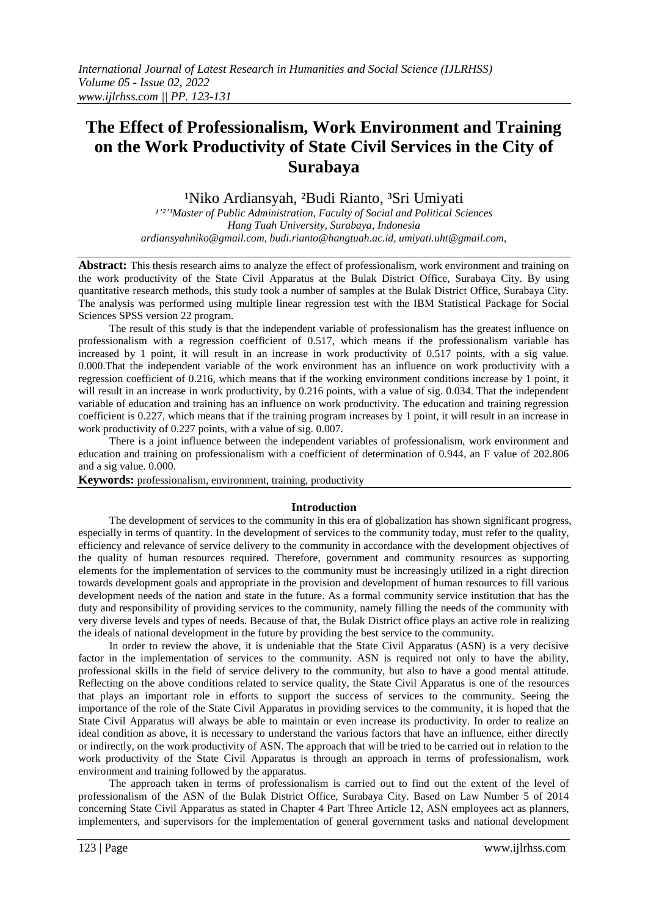# The Effect of Professionalism, Work Environment and Training on the Work Productivity of State Civil Services in the City of Surabaya

[1]Niko Ardiansyah, [2]Budi Rianto, [3]Sri Umiyati

*[1,2,3]Master of Public Administration, Faculty of Social and Political Sciences*
*Hang Tuah University, Surabaya, Indonesia*
*ardiansyahniko@gmail.com, budi.rianto@hangtuah.ac.id, umiyati.uht@gmail.com,*

---

**Abstract:** This thesis research aims to analyze the effect of professionalism, work environment and training on the work productivity of the State Civil Apparatus at the Bulak District Office, Surabaya City. By using quantitative research methods, this study took a number of samples at the Bulak District Office, Surabaya City. The analysis was performed using multiple linear regression test with the IBM Statistical Package for Social Sciences SPSS version 22 program.

The result of this study is that the independent variable of professionalism has the greatest influence on professionalism with a regression coefficient of 0.517, which means if the professionalism variable has increased by 1 point, it will result in an increase in work productivity of 0.517 points, with a sig value. 0.000.That the independent variable of the work environment has an influence on work productivity with a regression coefficient of 0.216, which means that if the working environment conditions increase by 1 point, it will result in an increase in work productivity, by 0.216 points, with a value of sig. 0.034. That the independent variable of education and training has an influence on work productivity. The education and training regression coefficient is 0.227, which means that if the training program increases by 1 point, it will result in an increase in work productivity of 0.227 points, with a value of sig. 0.007.

There is a joint influence between the independent variables of professionalism, work environment and education and training on professionalism with a coefficient of determination of 0.944, an F value of 202.806 and a sig value. 0.000.

**Keywords:** professionalism, environment, training, productivity

---

## Introduction

The development of services to the community in this era of globalization has shown significant progress, especially in terms of quantity. In the development of services to the community today, must refer to the quality, efficiency and relevance of service delivery to the community in accordance with the development objectives of the quality of human resources required. Therefore, government and community resources as supporting elements for the implementation of services to the community must be increasingly utilized in a right direction towards development goals and appropriate in the provision and development of human resources to fill various development needs of the nation and state in the future. As a formal community service institution that has the duty and responsibility of providing services to the community, namely filling the needs of the community with very diverse levels and types of needs. Because of that, the Bulak District office plays an active role in realizing the ideals of national development in the future by providing the best service to the community.

In order to review the above, it is undeniable that the State Civil Apparatus (ASN) is a very decisive factor in the implementation of services to the community. ASN is required not only to have the ability, professional skills in the field of service delivery to the community, but also to have a good mental attitude. Reflecting on the above conditions related to service quality, the State Civil Apparatus is one of the resources that plays an important role in efforts to support the success of services to the community. Seeing the importance of the role of the State Civil Apparatus in providing services to the community, it is hoped that the State Civil Apparatus will always be able to maintain or even increase its productivity. In order to realize an ideal condition as above, it is necessary to understand the various factors that have an influence, either directly or indirectly, on the work productivity of ASN. The approach that will be tried to be carried out in relation to the work productivity of the State Civil Apparatus is through an approach in terms of professionalism, work environment and training followed by the apparatus.

The approach taken in terms of professionalism is carried out to find out the extent of the level of professionalism of the ASN of the Bulak District Office, Surabaya City. Based on Law Number 5 of 2014 concerning State Civil Apparatus as stated in Chapter 4 Part Three Article 12, ASN employees act as planners, implementers, and supervisors for the implementation of general government tasks and national development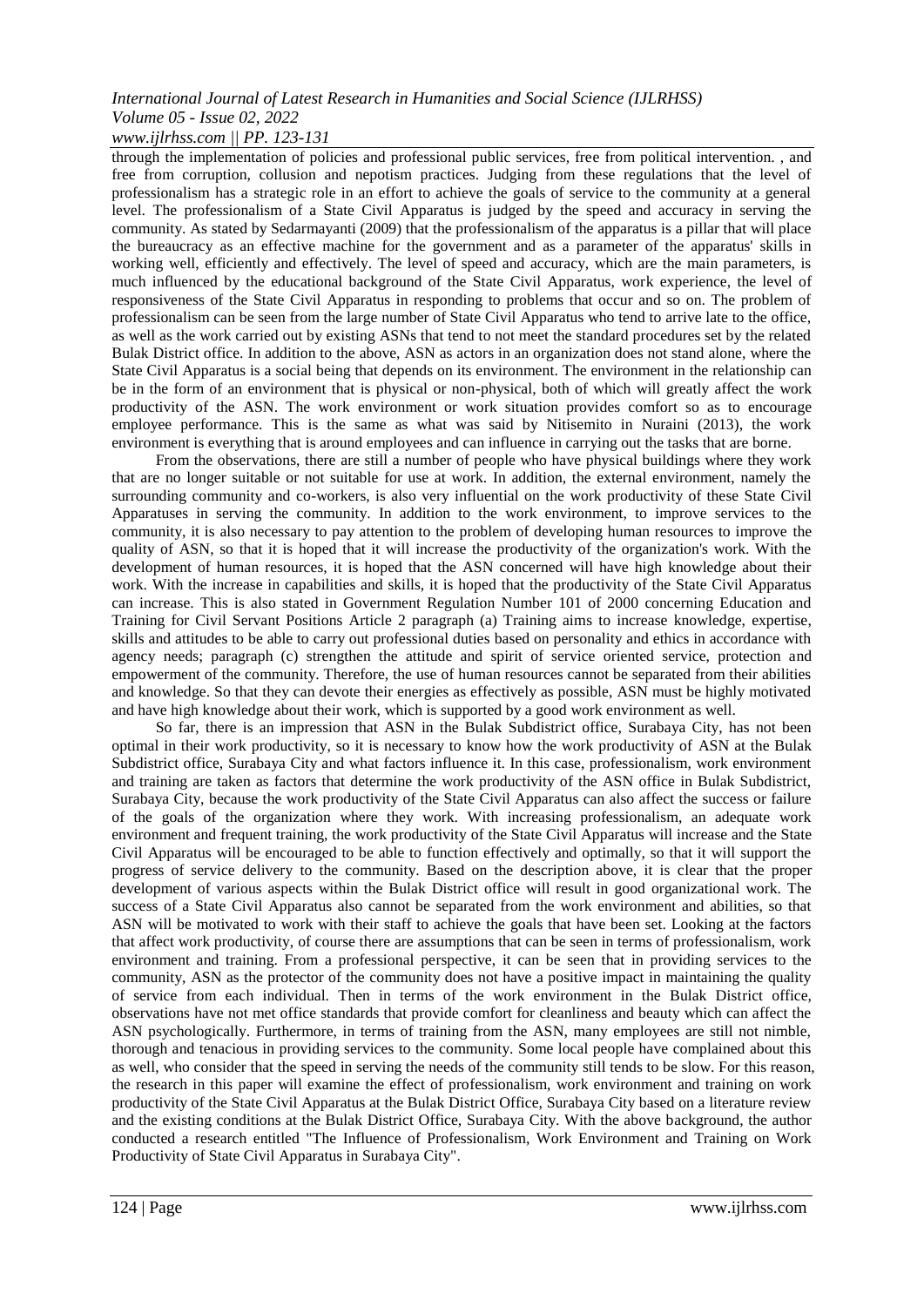through the implementation of policies and professional public services, free from political intervention. , and free from corruption, collusion and nepotism practices. Judging from these regulations that the level of professionalism has a strategic role in an effort to achieve the goals of service to the community at a general level. The professionalism of a State Civil Apparatus is judged by the speed and accuracy in serving the community. As stated by Sedarmayanti (2009) that the professionalism of the apparatus is a pillar that will place the bureaucracy as an effective machine for the government and as a parameter of the apparatus' skills in working well, efficiently and effectively. The level of speed and accuracy, which are the main parameters, is much influenced by the educational background of the State Civil Apparatus, work experience, the level of responsiveness of the State Civil Apparatus in responding to problems that occur and so on. The problem of professionalism can be seen from the large number of State Civil Apparatus who tend to arrive late to the office, as well as the work carried out by existing ASNs that tend to not meet the standard procedures set by the related Bulak District office. In addition to the above, ASN as actors in an organization does not stand alone, where the State Civil Apparatus is a social being that depends on its environment. The environment in the relationship can be in the form of an environment that is physical or non-physical, both of which will greatly affect the work productivity of the ASN. The work environment or work situation provides comfort so as to encourage employee performance. This is the same as what was said by Nitisemito in Nuraini (2013), the work environment is everything that is around employees and can influence in carrying out the tasks that are borne.

From the observations, there are still a number of people who have physical buildings where they work that are no longer suitable or not suitable for use at work. In addition, the external environment, namely the surrounding community and co-workers, is also very influential on the work productivity of these State Civil Apparatuses in serving the community. In addition to the work environment, to improve services to the community, it is also necessary to pay attention to the problem of developing human resources to improve the quality of ASN, so that it is hoped that it will increase the productivity of the organization's work. With the development of human resources, it is hoped that the ASN concerned will have high knowledge about their work. With the increase in capabilities and skills, it is hoped that the productivity of the State Civil Apparatus can increase. This is also stated in Government Regulation Number 101 of 2000 concerning Education and Training for Civil Servant Positions Article 2 paragraph (a) Training aims to increase knowledge, expertise, skills and attitudes to be able to carry out professional duties based on personality and ethics in accordance with agency needs; paragraph (c) strengthen the attitude and spirit of service oriented service, protection and empowerment of the community. Therefore, the use of human resources cannot be separated from their abilities and knowledge. So that they can devote their energies as effectively as possible, ASN must be highly motivated and have high knowledge about their work, which is supported by a good work environment as well.

So far, there is an impression that ASN in the Bulak Subdistrict office, Surabaya City, has not been optimal in their work productivity, so it is necessary to know how the work productivity of ASN at the Bulak Subdistrict office, Surabaya City and what factors influence it. In this case, professionalism, work environment and training are taken as factors that determine the work productivity of the ASN office in Bulak Subdistrict, Surabaya City, because the work productivity of the State Civil Apparatus can also affect the success or failure of the goals of the organization where they work. With increasing professionalism, an adequate work environment and frequent training, the work productivity of the State Civil Apparatus will increase and the State Civil Apparatus will be encouraged to be able to function effectively and optimally, so that it will support the progress of service delivery to the community. Based on the description above, it is clear that the proper development of various aspects within the Bulak District office will result in good organizational work. The success of a State Civil Apparatus also cannot be separated from the work environment and abilities, so that ASN will be motivated to work with their staff to achieve the goals that have been set. Looking at the factors that affect work productivity, of course there are assumptions that can be seen in terms of professionalism, work environment and training. From a professional perspective, it can be seen that in providing services to the community, ASN as the protector of the community does not have a positive impact in maintaining the quality of service from each individual. Then in terms of the work environment in the Bulak District office, observations have not met office standards that provide comfort for cleanliness and beauty which can affect the ASN psychologically. Furthermore, in terms of training from the ASN, many employees are still not nimble, thorough and tenacious in providing services to the community. Some local people have complained about this as well, who consider that the speed in serving the needs of the community still tends to be slow. For this reason, the research in this paper will examine the effect of professionalism, work environment and training on work productivity of the State Civil Apparatus at the Bulak District Office, Surabaya City based on a literature review and the existing conditions at the Bulak District Office, Surabaya City. With the above background, the author conducted a research entitled "The Influence of Professionalism, Work Environment and Training on Work Productivity of State Civil Apparatus in Surabaya City".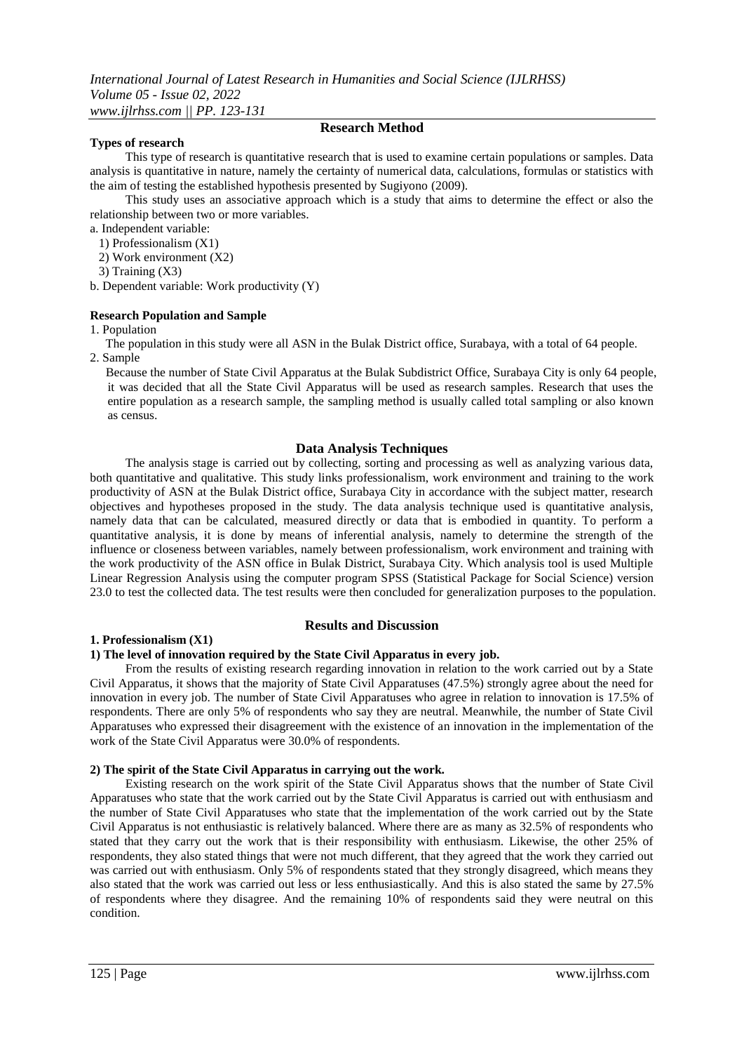## Research Method

**Types of research**

This type of research is quantitative research that is used to examine certain populations or samples. Data analysis is quantitative in nature, namely the certainty of numerical data, calculations, formulas or statistics with the aim of testing the established hypothesis presented by Sugiyono (2009).

This study uses an associative approach which is a study that aims to determine the effect or also the relationship between two or more variables.

a. Independent variable:
   1) Professionalism (X1)
   2) Work environment (X2)
   3) Training (X3)

b. Dependent variable: Work productivity (Y)

**Research Population and Sample**

1. Population

   The population in this study were all ASN in the Bulak District office, Surabaya, with a total of 64 people.

2. Sample

   Because the number of State Civil Apparatus at the Bulak Subdistrict Office, Surabaya City is only 64 people, it was decided that all the State Civil Apparatus will be used as research samples. Research that uses the entire population as a research sample, the sampling method is usually called total sampling or also known as census.

## Data Analysis Techniques

The analysis stage is carried out by collecting, sorting and processing as well as analyzing various data, both quantitative and qualitative. This study links professionalism, work environment and training to the work productivity of ASN at the Bulak District office, Surabaya City in accordance with the subject matter, research objectives and hypotheses proposed in the study. The data analysis technique used is quantitative analysis, namely data that can be calculated, measured directly or data that is embodied in quantity. To perform a quantitative analysis, it is done by means of inferential analysis, namely to determine the strength of the influence or closeness between variables, namely between professionalism, work environment and training with the work productivity of the ASN office in Bulak District, Surabaya City. Which analysis tool is used Multiple Linear Regression Analysis using the computer program SPSS (Statistical Package for Social Science) version 23.0 to test the collected data. The test results were then concluded for generalization purposes to the population.

## Results and Discussion

**1. Professionalism (X1)**

**1) The level of innovation required by the State Civil Apparatus in every job.**

From the results of existing research regarding innovation in relation to the work carried out by a State Civil Apparatus, it shows that the majority of State Civil Apparatuses (47.5%) strongly agree about the need for innovation in every job. The number of State Civil Apparatuses who agree in relation to innovation is 17.5% of respondents. There are only 5% of respondents who say they are neutral. Meanwhile, the number of State Civil Apparatuses who expressed their disagreement with the existence of an innovation in the implementation of the work of the State Civil Apparatus were 30.0% of respondents.

**2) The spirit of the State Civil Apparatus in carrying out the work.**

Existing research on the work spirit of the State Civil Apparatus shows that the number of State Civil Apparatuses who state that the work carried out by the State Civil Apparatus is carried out with enthusiasm and the number of State Civil Apparatuses who state that the implementation of the work carried out by the State Civil Apparatus is not enthusiastic is relatively balanced. Where there are as many as 32.5% of respondents who stated that they carry out the work that is their responsibility with enthusiasm. Likewise, the other 25% of respondents, they also stated things that were not much different, that they agreed that the work they carried out was carried out with enthusiasm. Only 5% of respondents stated that they strongly disagreed, which means they also stated that the work was carried out less or less enthusiastically. And this is also stated the same by 27.5% of respondents where they disagree. And the remaining 10% of respondents said they were neutral on this condition.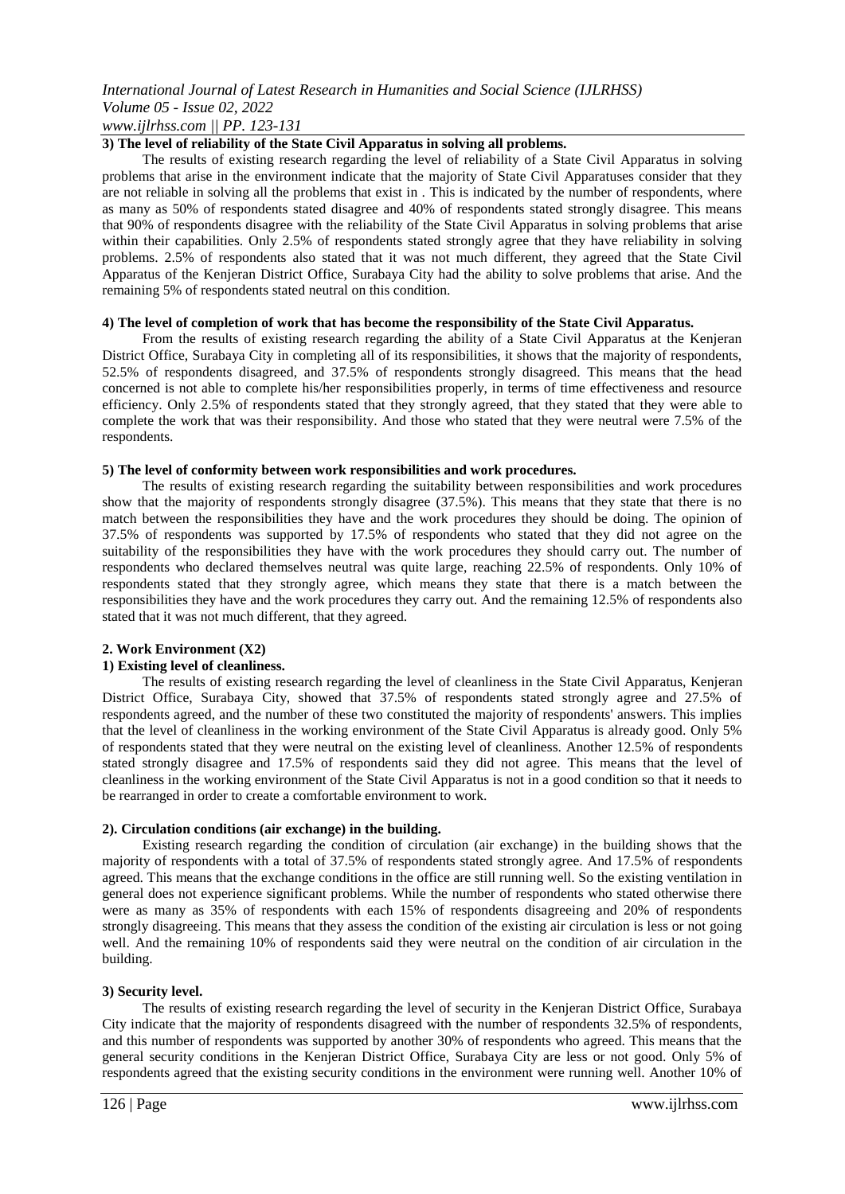**3) The level of reliability of the State Civil Apparatus in solving all problems.**

The results of existing research regarding the level of reliability of a State Civil Apparatus in solving problems that arise in the environment indicate that the majority of State Civil Apparatuses consider that they are not reliable in solving all the problems that exist in . This is indicated by the number of respondents, where as many as 50% of respondents stated disagree and 40% of respondents stated strongly disagree. This means that 90% of respondents disagree with the reliability of the State Civil Apparatus in solving problems that arise within their capabilities. Only 2.5% of respondents stated strongly agree that they have reliability in solving problems. 2.5% of respondents also stated that it was not much different, they agreed that the State Civil Apparatus of the Kenjeran District Office, Surabaya City had the ability to solve problems that arise. And the remaining 5% of respondents stated neutral on this condition.

**4) The level of completion of work that has become the responsibility of the State Civil Apparatus.**

From the results of existing research regarding the ability of a State Civil Apparatus at the Kenjeran District Office, Surabaya City in completing all of its responsibilities, it shows that the majority of respondents, 52.5% of respondents disagreed, and 37.5% of respondents strongly disagreed. This means that the head concerned is not able to complete his/her responsibilities properly, in terms of time effectiveness and resource efficiency. Only 2.5% of respondents stated that they strongly agreed, that they stated that they were able to complete the work that was their responsibility. And those who stated that they were neutral were 7.5% of the respondents.

**5) The level of conformity between work responsibilities and work procedures.**

The results of existing research regarding the suitability between responsibilities and work procedures show that the majority of respondents strongly disagree (37.5%). This means that they state that there is no match between the responsibilities they have and the work procedures they should be doing. The opinion of 37.5% of respondents was supported by 17.5% of respondents who stated that they did not agree on the suitability of the responsibilities they have with the work procedures they should carry out. The number of respondents who declared themselves neutral was quite large, reaching 22.5% of respondents. Only 10% of respondents stated that they strongly agree, which means they state that there is a match between the responsibilities they have and the work procedures they carry out. And the remaining 12.5% of respondents also stated that it was not much different, that they agreed.

**2. Work Environment (X2)**

**1) Existing level of cleanliness.**

The results of existing research regarding the level of cleanliness in the State Civil Apparatus, Kenjeran District Office, Surabaya City, showed that 37.5% of respondents stated strongly agree and 27.5% of respondents agreed, and the number of these two constituted the majority of respondents' answers. This implies that the level of cleanliness in the working environment of the State Civil Apparatus is already good. Only 5% of respondents stated that they were neutral on the existing level of cleanliness. Another 12.5% of respondents stated strongly disagree and 17.5% of respondents said they did not agree. This means that the level of cleanliness in the working environment of the State Civil Apparatus is not in a good condition so that it needs to be rearranged in order to create a comfortable environment to work.

**2). Circulation conditions (air exchange) in the building.**

Existing research regarding the condition of circulation (air exchange) in the building shows that the majority of respondents with a total of 37.5% of respondents stated strongly agree. And 17.5% of respondents agreed. This means that the exchange conditions in the office are still running well. So the existing ventilation in general does not experience significant problems. While the number of respondents who stated otherwise there were as many as 35% of respondents with each 15% of respondents disagreeing and 20% of respondents strongly disagreeing. This means that they assess the condition of the existing air circulation is less or not going well. And the remaining 10% of respondents said they were neutral on the condition of air circulation in the building.

**3) Security level.**

The results of existing research regarding the level of security in the Kenjeran District Office, Surabaya City indicate that the majority of respondents disagreed with the number of respondents 32.5% of respondents, and this number of respondents was supported by another 30% of respondents who agreed. This means that the general security conditions in the Kenjeran District Office, Surabaya City are less or not good. Only 5% of respondents agreed that the existing security conditions in the environment were running well. Another 10% of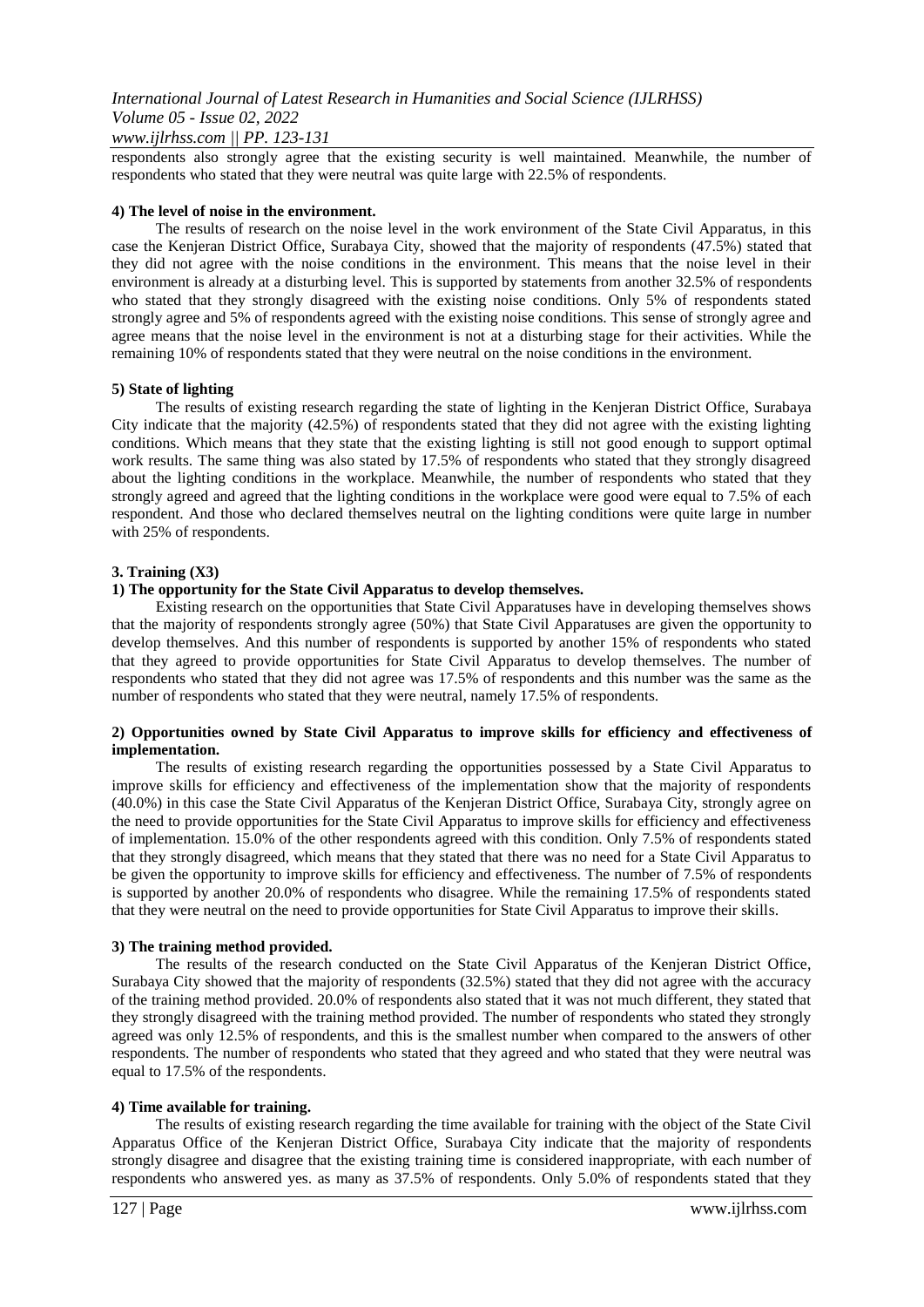respondents also strongly agree that the existing security is well maintained. Meanwhile, the number of respondents who stated that they were neutral was quite large with 22.5% of respondents.

#### 4) The level of noise in the environment.

The results of research on the noise level in the work environment of the State Civil Apparatus, in this case the Kenjeran District Office, Surabaya City, showed that the majority of respondents (47.5%) stated that they did not agree with the noise conditions in the environment. This means that the noise level in their environment is already at a disturbing level. This is supported by statements from another 32.5% of respondents who stated that they strongly disagreed with the existing noise conditions. Only 5% of respondents stated strongly agree and 5% of respondents agreed with the existing noise conditions. This sense of strongly agree and agree means that the noise level in the environment is not at a disturbing stage for their activities. While the remaining 10% of respondents stated that they were neutral on the noise conditions in the environment.

#### 5) State of lighting

The results of existing research regarding the state of lighting in the Kenjeran District Office, Surabaya City indicate that the majority (42.5%) of respondents stated that they did not agree with the existing lighting conditions. Which means that they state that the existing lighting is still not good enough to support optimal work results. The same thing was also stated by 17.5% of respondents who stated that they strongly disagreed about the lighting conditions in the workplace. Meanwhile, the number of respondents who stated that they strongly agreed and agreed that the lighting conditions in the workplace were good were equal to 7.5% of each respondent. And those who declared themselves neutral on the lighting conditions were quite large in number with 25% of respondents.

### 3. Training (X3)

#### 1) The opportunity for the State Civil Apparatus to develop themselves.

Existing research on the opportunities that State Civil Apparatuses have in developing themselves shows that the majority of respondents strongly agree (50%) that State Civil Apparatuses are given the opportunity to develop themselves. And this number of respondents is supported by another 15% of respondents who stated that they agreed to provide opportunities for State Civil Apparatus to develop themselves. The number of respondents who stated that they did not agree was 17.5% of respondents and this number was the same as the number of respondents who stated that they were neutral, namely 17.5% of respondents.

#### 2) Opportunities owned by State Civil Apparatus to improve skills for efficiency and effectiveness of implementation.

The results of existing research regarding the opportunities possessed by a State Civil Apparatus to improve skills for efficiency and effectiveness of the implementation show that the majority of respondents (40.0%) in this case the State Civil Apparatus of the Kenjeran District Office, Surabaya City, strongly agree on the need to provide opportunities for the State Civil Apparatus to improve skills for efficiency and effectiveness of implementation. 15.0% of the other respondents agreed with this condition. Only 7.5% of respondents stated that they strongly disagreed, which means that they stated that there was no need for a State Civil Apparatus to be given the opportunity to improve skills for efficiency and effectiveness. The number of 7.5% of respondents is supported by another 20.0% of respondents who disagree. While the remaining 17.5% of respondents stated that they were neutral on the need to provide opportunities for State Civil Apparatus to improve their skills.

#### 3) The training method provided.

The results of the research conducted on the State Civil Apparatus of the Kenjeran District Office, Surabaya City showed that the majority of respondents (32.5%) stated that they did not agree with the accuracy of the training method provided. 20.0% of respondents also stated that it was not much different, they stated that they strongly disagreed with the training method provided. The number of respondents who stated they strongly agreed was only 12.5% of respondents, and this is the smallest number when compared to the answers of other respondents. The number of respondents who stated that they agreed and who stated that they were neutral was equal to 17.5% of the respondents.

#### 4) Time available for training.

The results of existing research regarding the time available for training with the object of the State Civil Apparatus Office of the Kenjeran District Office, Surabaya City indicate that the majority of respondents strongly disagree and disagree that the existing training time is considered inappropriate, with each number of respondents who answered yes. as many as 37.5% of respondents. Only 5.0% of respondents stated that they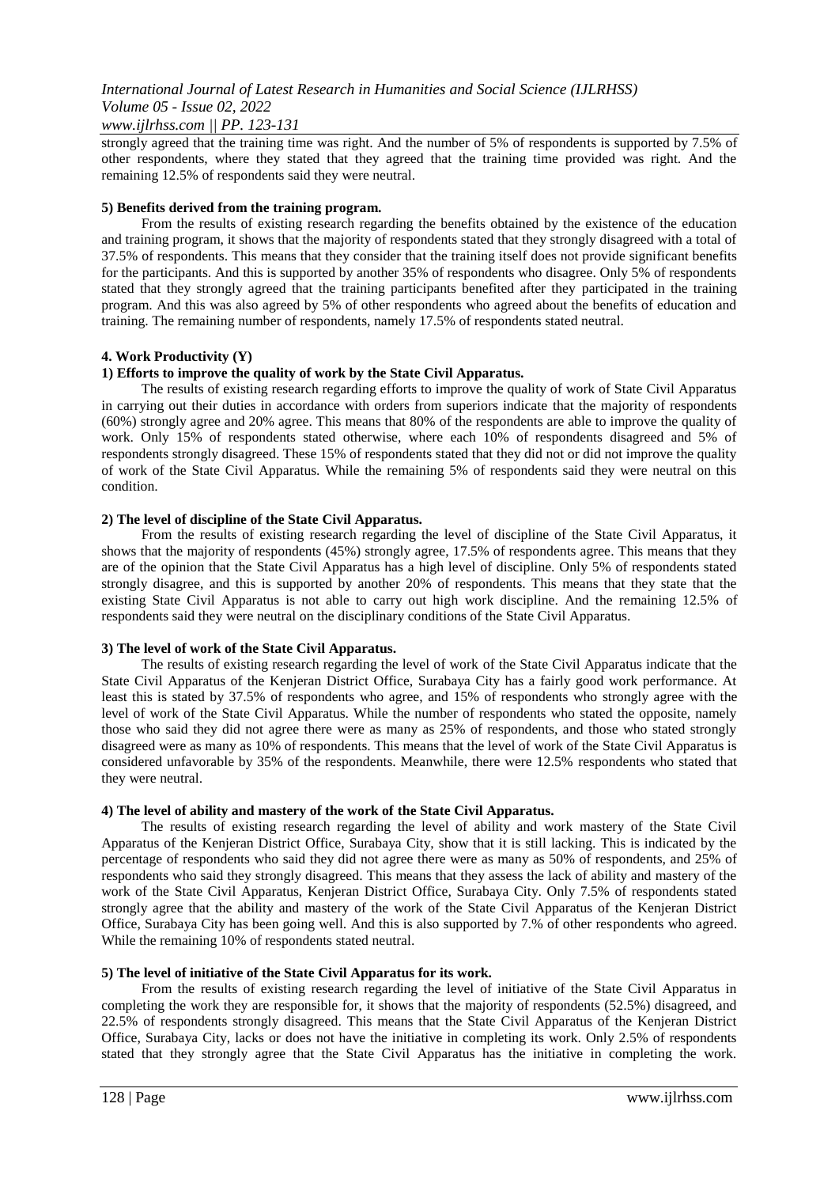strongly agreed that the training time was right. And the number of 5% of respondents is supported by 7.5% of other respondents, where they stated that they agreed that the training time provided was right. And the remaining 12.5% of respondents said they were neutral.

**5) Benefits derived from the training program.**

From the results of existing research regarding the benefits obtained by the existence of the education and training program, it shows that the majority of respondents stated that they strongly disagreed with a total of 37.5% of respondents. This means that they consider that the training itself does not provide significant benefits for the participants. And this is supported by another 35% of respondents who disagree. Only 5% of respondents stated that they strongly agreed that the training participants benefited after they participated in the training program. And this was also agreed by 5% of other respondents who agreed about the benefits of education and training. The remaining number of respondents, namely 17.5% of respondents stated neutral.

**4. Work Productivity (Y)**

**1) Efforts to improve the quality of work by the State Civil Apparatus.**

The results of existing research regarding efforts to improve the quality of work of State Civil Apparatus in carrying out their duties in accordance with orders from superiors indicate that the majority of respondents (60%) strongly agree and 20% agree. This means that 80% of the respondents are able to improve the quality of work. Only 15% of respondents stated otherwise, where each 10% of respondents disagreed and 5% of respondents strongly disagreed. These 15% of respondents stated that they did not or did not improve the quality of work of the State Civil Apparatus. While the remaining 5% of respondents said they were neutral on this condition.

**2) The level of discipline of the State Civil Apparatus.**

From the results of existing research regarding the level of discipline of the State Civil Apparatus, it shows that the majority of respondents (45%) strongly agree, 17.5% of respondents agree. This means that they are of the opinion that the State Civil Apparatus has a high level of discipline. Only 5% of respondents stated strongly disagree, and this is supported by another 20% of respondents. This means that they state that the existing State Civil Apparatus is not able to carry out high work discipline. And the remaining 12.5% of respondents said they were neutral on the disciplinary conditions of the State Civil Apparatus.

**3) The level of work of the State Civil Apparatus.**

The results of existing research regarding the level of work of the State Civil Apparatus indicate that the State Civil Apparatus of the Kenjeran District Office, Surabaya City has a fairly good work performance. At least this is stated by 37.5% of respondents who agree, and 15% of respondents who strongly agree with the level of work of the State Civil Apparatus. While the number of respondents who stated the opposite, namely those who said they did not agree there were as many as 25% of respondents, and those who stated strongly disagreed were as many as 10% of respondents. This means that the level of work of the State Civil Apparatus is considered unfavorable by 35% of the respondents. Meanwhile, there were 12.5% respondents who stated that they were neutral.

**4) The level of ability and mastery of the work of the State Civil Apparatus.**

The results of existing research regarding the level of ability and work mastery of the State Civil Apparatus of the Kenjeran District Office, Surabaya City, show that it is still lacking. This is indicated by the percentage of respondents who said they did not agree there were as many as 50% of respondents, and 25% of respondents who said they strongly disagreed. This means that they assess the lack of ability and mastery of the work of the State Civil Apparatus, Kenjeran District Office, Surabaya City. Only 7.5% of respondents stated strongly agree that the ability and mastery of the work of the State Civil Apparatus of the Kenjeran District Office, Surabaya City has been going well. And this is also supported by 7.% of other respondents who agreed. While the remaining 10% of respondents stated neutral.

**5) The level of initiative of the State Civil Apparatus for its work.**

From the results of existing research regarding the level of initiative of the State Civil Apparatus in completing the work they are responsible for, it shows that the majority of respondents (52.5%) disagreed, and 22.5% of respondents strongly disagreed. This means that the State Civil Apparatus of the Kenjeran District Office, Surabaya City, lacks or does not have the initiative in completing its work. Only 2.5% of respondents stated that they strongly agree that the State Civil Apparatus has the initiative in completing the work.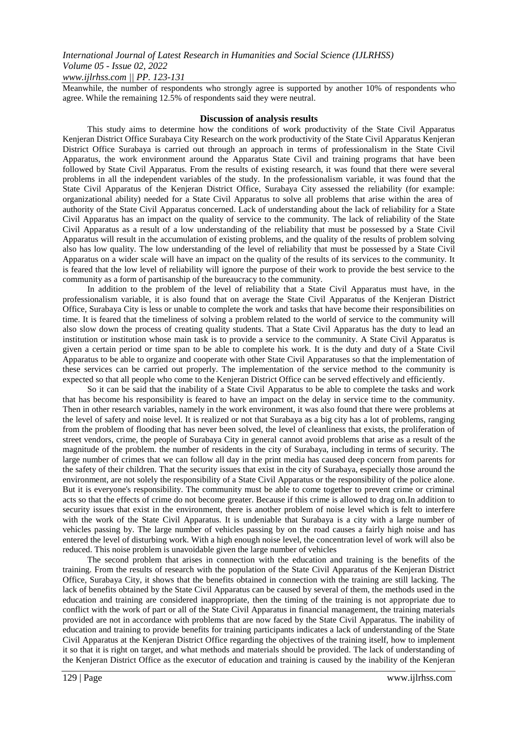Meanwhile, the number of respondents who strongly agree is supported by another 10% of respondents who agree. While the remaining 12.5% of respondents said they were neutral.

## Discussion of analysis results

This study aims to determine how the conditions of work productivity of the State Civil Apparatus Kenjeran District Office Surabaya City Research on the work productivity of the State Civil Apparatus Kenjeran District Office Surabaya is carried out through an approach in terms of professionalism in the State Civil Apparatus, the work environment around the Apparatus State Civil and training programs that have been followed by State Civil Apparatus. From the results of existing research, it was found that there were several problems in all the independent variables of the study. In the professionalism variable, it was found that the State Civil Apparatus of the Kenjeran District Office, Surabaya City assessed the reliability (for example: organizational ability) needed for a State Civil Apparatus to solve all problems that arise within the area of authority of the State Civil Apparatus concerned. Lack of understanding about the lack of reliability for a State Civil Apparatus has an impact on the quality of service to the community. The lack of reliability of the State Civil Apparatus as a result of a low understanding of the reliability that must be possessed by a State Civil Apparatus will result in the accumulation of existing problems, and the quality of the results of problem solving also has low quality. The low understanding of the level of reliability that must be possessed by a State Civil Apparatus on a wider scale will have an impact on the quality of the results of its services to the community. It is feared that the low level of reliability will ignore the purpose of their work to provide the best service to the community as a form of partisanship of the bureaucracy to the community.

In addition to the problem of the level of reliability that a State Civil Apparatus must have, in the professionalism variable, it is also found that on average the State Civil Apparatus of the Kenjeran District Office, Surabaya City is less or unable to complete the work and tasks that have become their responsibilities on time. It is feared that the timeliness of solving a problem related to the world of service to the community will also slow down the process of creating quality students. That a State Civil Apparatus has the duty to lead an institution or institution whose main task is to provide a service to the community. A State Civil Apparatus is given a certain period or time span to be able to complete his work. It is the duty and duty of a State Civil Apparatus to be able to organize and cooperate with other State Civil Apparatuses so that the implementation of these services can be carried out properly. The implementation of the service method to the community is expected so that all people who come to the Kenjeran District Office can be served effectively and efficiently.

So it can be said that the inability of a State Civil Apparatus to be able to complete the tasks and work that has become his responsibility is feared to have an impact on the delay in service time to the community. Then in other research variables, namely in the work environment, it was also found that there were problems at the level of safety and noise level. It is realized or not that Surabaya as a big city has a lot of problems, ranging from the problem of flooding that has never been solved, the level of cleanliness that exists, the proliferation of street vendors, crime, the people of Surabaya City in general cannot avoid problems that arise as a result of the magnitude of the problem. the number of residents in the city of Surabaya, including in terms of security. The large number of crimes that we can follow all day in the print media has caused deep concern from parents for the safety of their children. That the security issues that exist in the city of Surabaya, especially those around the environment, are not solely the responsibility of a State Civil Apparatus or the responsibility of the police alone. But it is everyone's responsibility. The community must be able to come together to prevent crime or criminal acts so that the effects of crime do not become greater. Because if this crime is allowed to drag on.In addition to security issues that exist in the environment, there is another problem of noise level which is felt to interfere with the work of the State Civil Apparatus. It is undeniable that Surabaya is a city with a large number of vehicles passing by. The large number of vehicles passing by on the road causes a fairly high noise and has entered the level of disturbing work. With a high enough noise level, the concentration level of work will also be reduced. This noise problem is unavoidable given the large number of vehicles

The second problem that arises in connection with the education and training is the benefits of the training. From the results of research with the population of the State Civil Apparatus of the Kenjeran District Office, Surabaya City, it shows that the benefits obtained in connection with the training are still lacking. The lack of benefits obtained by the State Civil Apparatus can be caused by several of them, the methods used in the education and training are considered inappropriate, then the timing of the training is not appropriate due to conflict with the work of part or all of the State Civil Apparatus in financial management, the training materials provided are not in accordance with problems that are now faced by the State Civil Apparatus. The inability of education and training to provide benefits for training participants indicates a lack of understanding of the State Civil Apparatus at the Kenjeran District Office regarding the objectives of the training itself, how to implement it so that it is right on target, and what methods and materials should be provided. The lack of understanding of the Kenjeran District Office as the executor of education and training is caused by the inability of the Kenjeran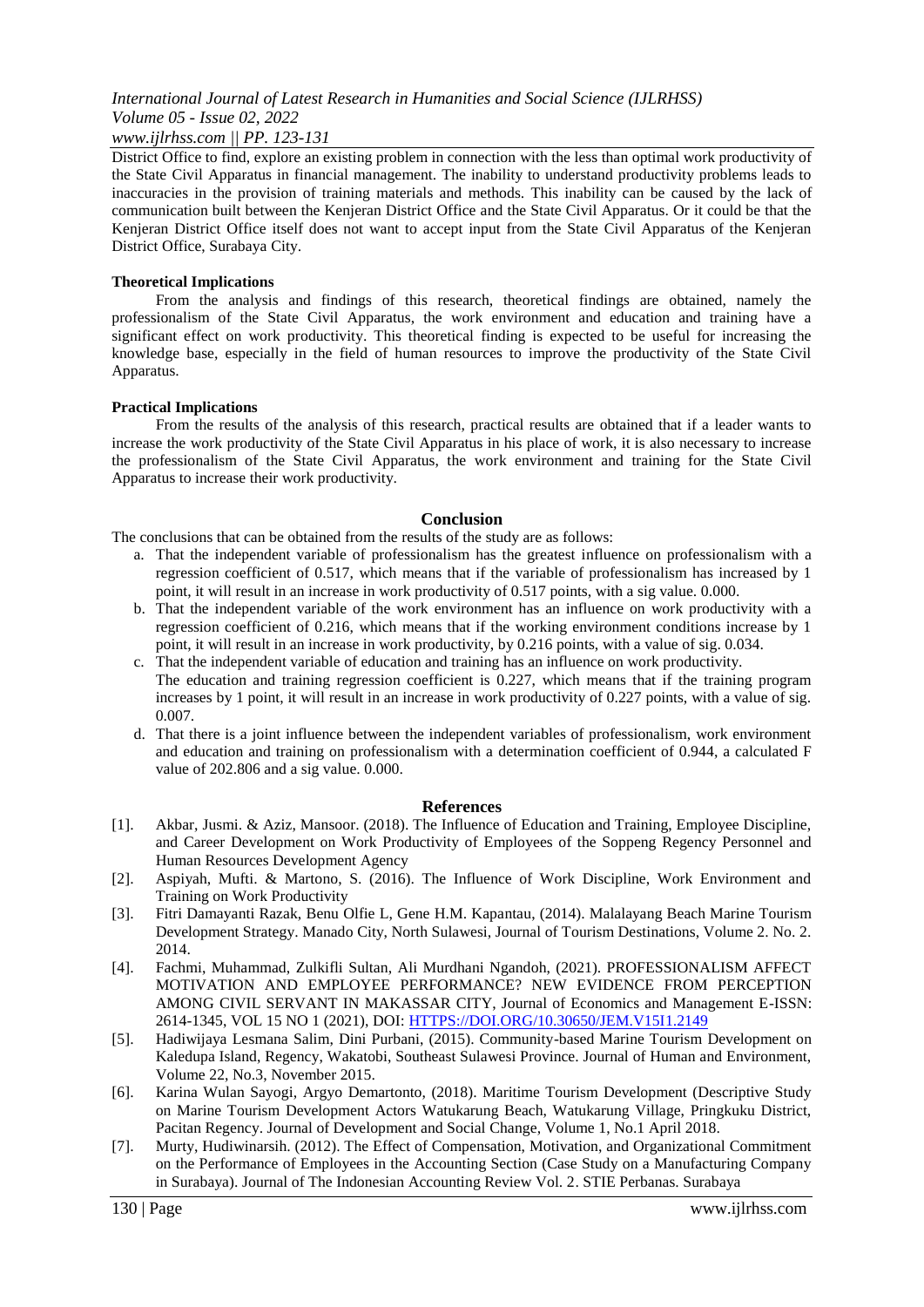District Office to find, explore an existing problem in connection with the less than optimal work productivity of the State Civil Apparatus in financial management. The inability to understand productivity problems leads to inaccuracies in the provision of training materials and methods. This inability can be caused by the lack of communication built between the Kenjeran District Office and the State Civil Apparatus. Or it could be that the Kenjeran District Office itself does not want to accept input from the State Civil Apparatus of the Kenjeran District Office, Surabaya City.

**Theoretical Implications**

From the analysis and findings of this research, theoretical findings are obtained, namely the professionalism of the State Civil Apparatus, the work environment and education and training have a significant effect on work productivity. This theoretical finding is expected to be useful for increasing the knowledge base, especially in the field of human resources to improve the productivity of the State Civil Apparatus.

**Practical Implications**

From the results of the analysis of this research, practical results are obtained that if a leader wants to increase the work productivity of the State Civil Apparatus in his place of work, it is also necessary to increase the professionalism of the State Civil Apparatus, the work environment and training for the State Civil Apparatus to increase their work productivity.

## Conclusion

The conclusions that can be obtained from the results of the study are as follows:

a. That the independent variable of professionalism has the greatest influence on professionalism with a regression coefficient of 0.517, which means that if the variable of professionalism has increased by 1 point, it will result in an increase in work productivity of 0.517 points, with a sig value. 0.000.
b. That the independent variable of the work environment has an influence on work productivity with a regression coefficient of 0.216, which means that if the working environment conditions increase by 1 point, it will result in an increase in work productivity, by 0.216 points, with a value of sig. 0.034.
c. That the independent variable of education and training has an influence on work productivity. The education and training regression coefficient is 0.227, which means that if the training program increases by 1 point, it will result in an increase in work productivity of 0.227 points, with a value of sig. 0.007.
d. That there is a joint influence between the independent variables of professionalism, work environment and education and training on professionalism with a determination coefficient of 0.944, a calculated F value of 202.806 and a sig value. 0.000.

## References

[1]. Akbar, Jusmi. & Aziz, Mansoor. (2018). The Influence of Education and Training, Employee Discipline, and Career Development on Work Productivity of Employees of the Soppeng Regency Personnel and Human Resources Development Agency

[2]. Aspiyah, Mufti. & Martono, S. (2016). The Influence of Work Discipline, Work Environment and Training on Work Productivity

[3]. Fitri Damayanti Razak, Benu Olfie L, Gene H.M. Kapantau, (2014). Malalayang Beach Marine Tourism Development Strategy. Manado City, North Sulawesi, Journal of Tourism Destinations, Volume 2. No. 2. 2014.

[4]. Fachmi, Muhammad, Zulkifli Sultan, Ali Murdhani Ngandoh, (2021). PROFESSIONALISM AFFECT MOTIVATION AND EMPLOYEE PERFORMANCE? NEW EVIDENCE FROM PERCEPTION AMONG CIVIL SERVANT IN MAKASSAR CITY, Journal of Economics and Management E-ISSN: 2614-1345, VOL 15 NO 1 (2021), DOI: HTTPS://DOI.ORG/10.30650/JEM.V15I1.2149

[5]. Hadiwijaya Lesmana Salim, Dini Purbani, (2015). Community-based Marine Tourism Development on Kaledupa Island, Regency, Wakatobi, Southeast Sulawesi Province. Journal of Human and Environment, Volume 22, No.3, November 2015.

[6]. Karina Wulan Sayogi, Argyo Demartonto, (2018). Maritime Tourism Development (Descriptive Study on Marine Tourism Development Actors Watukarung Beach, Watukarung Village, Pringkuku District, Pacitan Regency. Journal of Development and Social Change, Volume 1, No.1 April 2018.

[7]. Murty, Hudiwinarsih. (2012). The Effect of Compensation, Motivation, and Organizational Commitment on the Performance of Employees in the Accounting Section (Case Study on a Manufacturing Company in Surabaya). Journal of The Indonesian Accounting Review Vol. 2. STIE Perbanas. Surabaya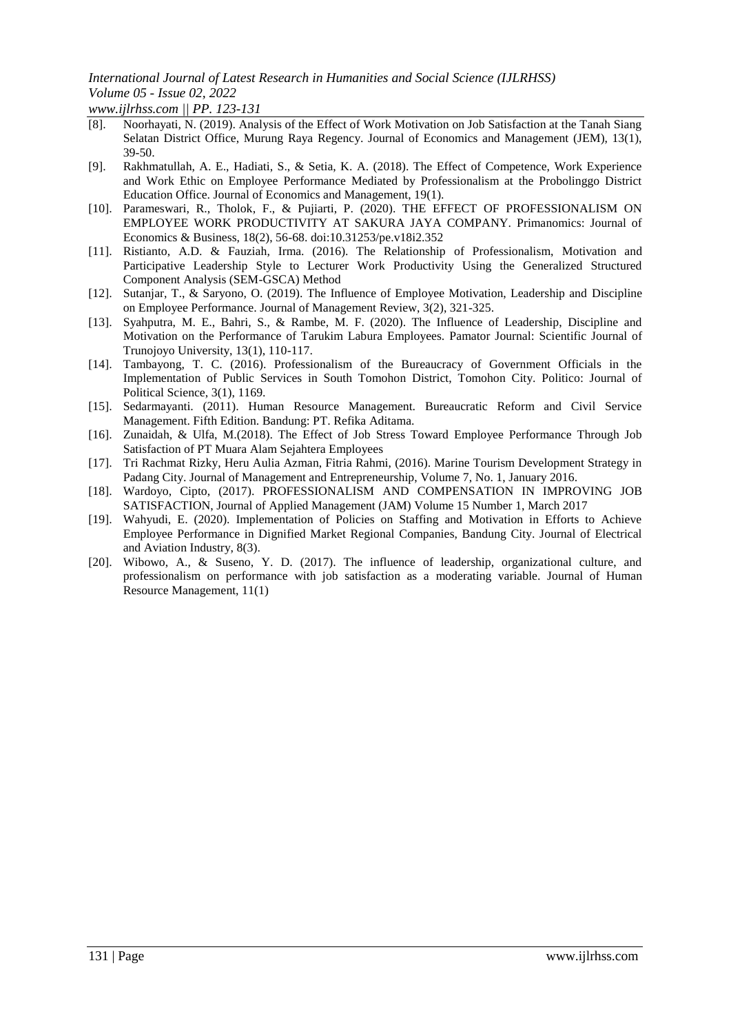[8]. Noorhayati, N. (2019). Analysis of the Effect of Work Motivation on Job Satisfaction at the Tanah Siang Selatan District Office, Murung Raya Regency. Journal of Economics and Management (JEM), 13(1), 39-50.

[9]. Rakhmatullah, A. E., Hadiati, S., & Setia, K. A. (2018). The Effect of Competence, Work Experience and Work Ethic on Employee Performance Mediated by Professionalism at the Probolinggo District Education Office. Journal of Economics and Management, 19(1).

[10]. Parameswari, R., Tholok, F., & Pujiarti, P. (2020). THE EFFECT OF PROFESSIONALISM ON EMPLOYEE WORK PRODUCTIVITY AT SAKURA JAYA COMPANY. Primanomics: Journal of Economics & Business, 18(2), 56-68. doi:10.31253/pe.v18i2.352

[11]. Ristianto, A.D. & Fauziah, Irma. (2016). The Relationship of Professionalism, Motivation and Participative Leadership Style to Lecturer Work Productivity Using the Generalized Structured Component Analysis (SEM-GSCA) Method

[12]. Sutanjar, T., & Saryono, O. (2019). The Influence of Employee Motivation, Leadership and Discipline on Employee Performance. Journal of Management Review, 3(2), 321-325.

[13]. Syahputra, M. E., Bahri, S., & Rambe, M. F. (2020). The Influence of Leadership, Discipline and Motivation on the Performance of Tarukim Labura Employees. Pamator Journal: Scientific Journal of Trunojoyo University, 13(1), 110-117.

[14]. Tambayong, T. C. (2016). Professionalism of the Bureaucracy of Government Officials in the Implementation of Public Services in South Tomohon District, Tomohon City. Politico: Journal of Political Science, 3(1), 1169.

[15]. Sedarmayanti. (2011). Human Resource Management. Bureaucratic Reform and Civil Service Management. Fifth Edition. Bandung: PT. Refika Aditama.

[16]. Zunaidah, & Ulfa, M.(2018). The Effect of Job Stress Toward Employee Performance Through Job Satisfaction of PT Muara Alam Sejahtera Employees

[17]. Tri Rachmat Rizky, Heru Aulia Azman, Fitria Rahmi, (2016). Marine Tourism Development Strategy in Padang City. Journal of Management and Entrepreneurship, Volume 7, No. 1, January 2016.

[18]. Wardoyo, Cipto, (2017). PROFESSIONALISM AND COMPENSATION IN IMPROVING JOB SATISFACTION, Journal of Applied Management (JAM) Volume 15 Number 1, March 2017

[19]. Wahyudi, E. (2020). Implementation of Policies on Staffing and Motivation in Efforts to Achieve Employee Performance in Dignified Market Regional Companies, Bandung City. Journal of Electrical and Aviation Industry, 8(3).

[20]. Wibowo, A., & Suseno, Y. D. (2017). The influence of leadership, organizational culture, and professionalism on performance with job satisfaction as a moderating variable. Journal of Human Resource Management, 11(1)